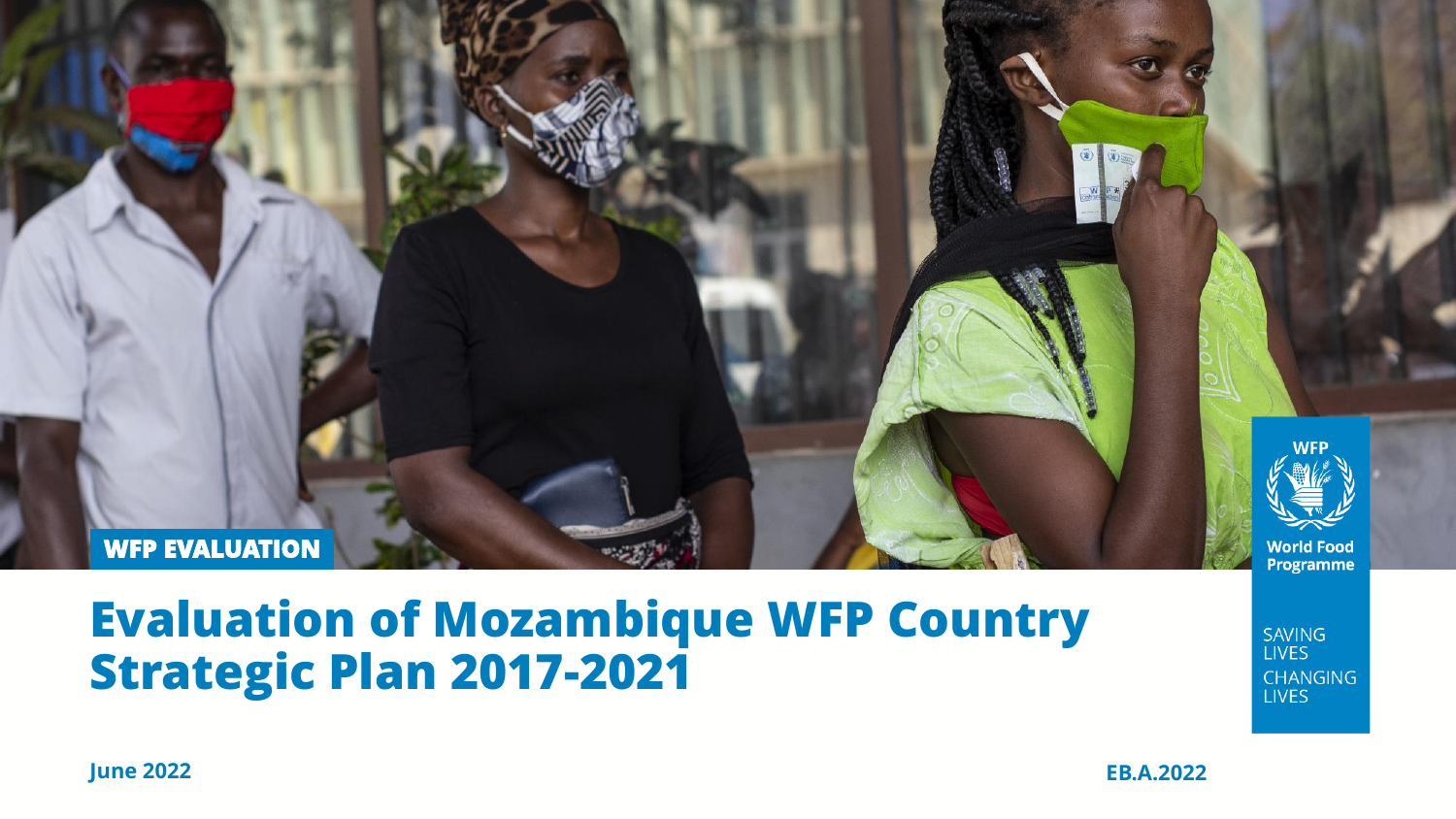WFP EVALUATION

# Evaluation of Mozambique WFP Country Strategic Plan 2017-2021

WFP

World Food Programme

SAVING LIVES CHANGING LIVES

June 2022

EB.A.2022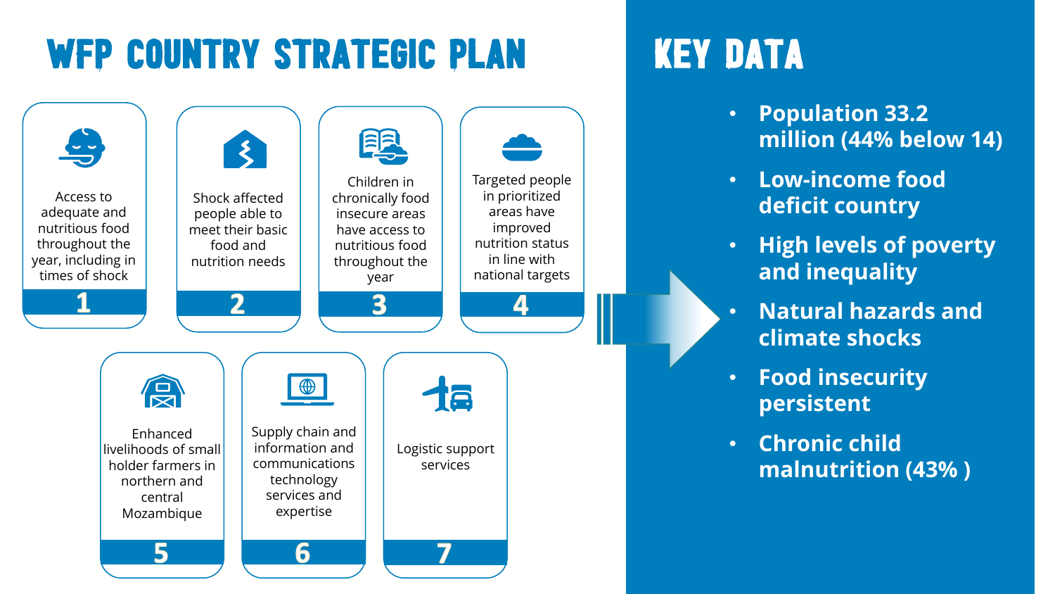# WFP COUNTRY STRATEGIC PLAN

**1** — Access to adequate and nutritious food throughout the year, including in times of shock

**2** — Shock affected people able to meet their basic food and nutrition needs

**3** — Children in chronically food insecure areas have access to nutritious food throughout the year

**4** — Targeted people in prioritized areas have improved nutrition status in line with national targets

**5** — Enhanced livelihoods of small holder farmers in northern and central Mozambique

**6** — Supply chain and information and communications technology services and expertise

**7** — Logistic support services

# KEY DATA

- **Population 33.2 million (44% below 14)**
- **Low-income food deficit country**
- **High levels of poverty and inequality**
- **Natural hazards and climate shocks**
- **Food insecurity persistent**
- **Chronic child malnutrition (43% )**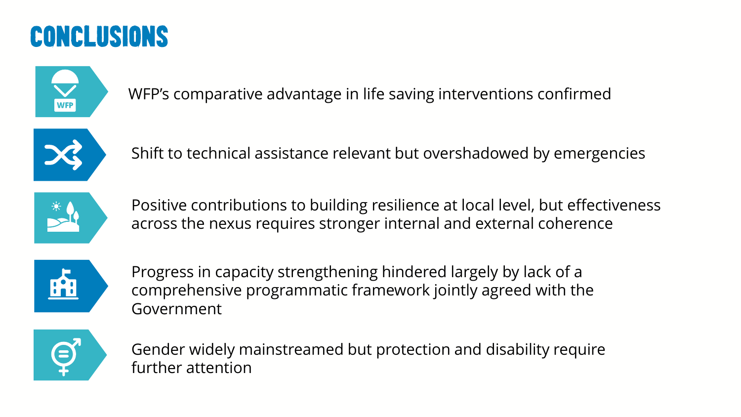# CONCLUSIONS

- WFP's comparative advantage in life saving interventions confirmed
- Shift to technical assistance relevant but overshadowed by emergencies
- Positive contributions to building resilience at local level, but effectiveness across the nexus requires stronger internal and external coherence
- Progress in capacity strengthening hindered largely by lack of a comprehensive programmatic framework jointly agreed with the Government
- Gender widely mainstreamed but protection and disability require further attention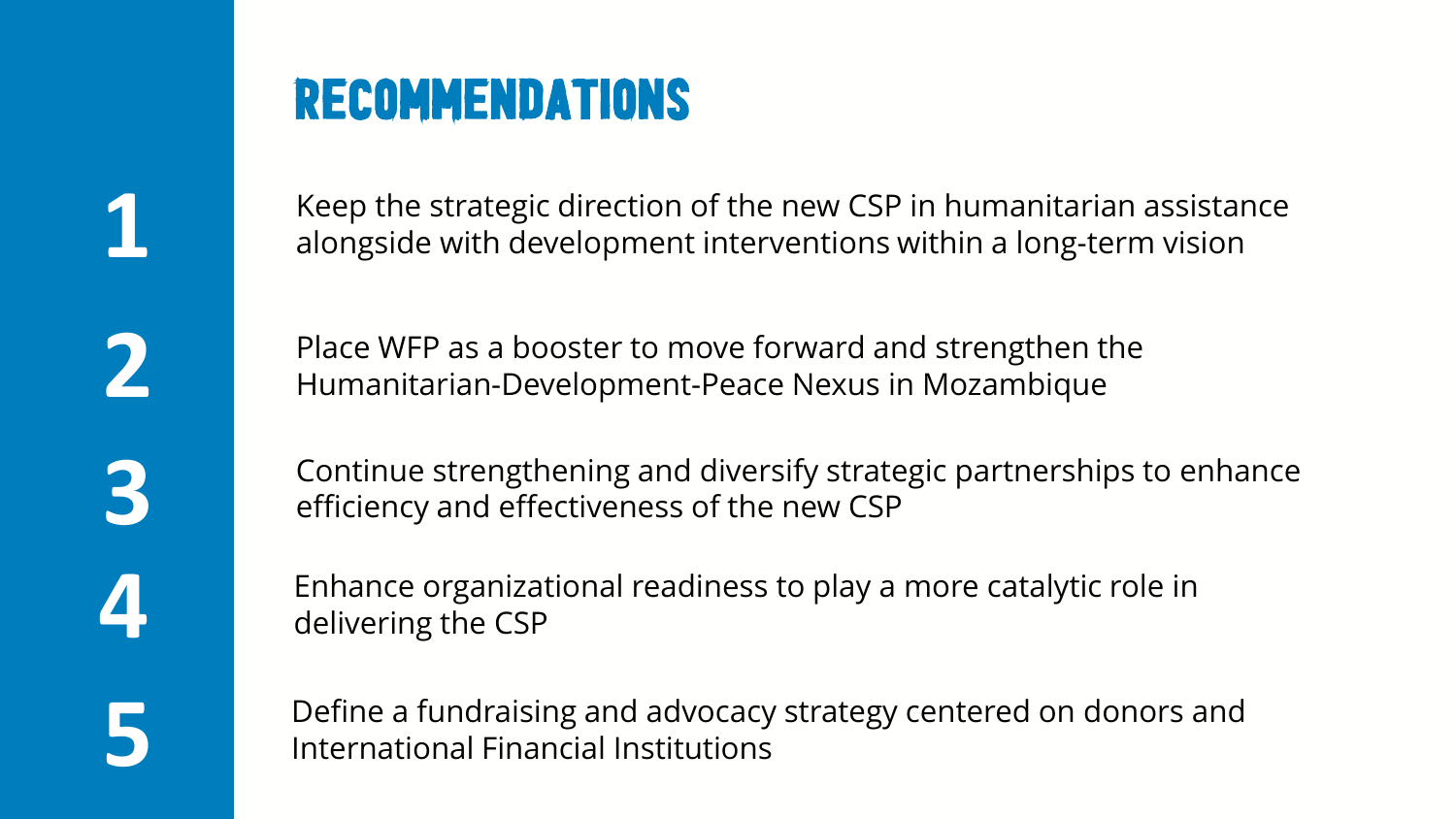# RECOMMENDATIONS

1. Keep the strategic direction of the new CSP in humanitarian assistance alongside with development interventions within a long-term vision

2. Place WFP as a booster to move forward and strengthen the Humanitarian-Development-Peace Nexus in Mozambique

3. Continue strengthening and diversify strategic partnerships to enhance efficiency and effectiveness of the new CSP

4. Enhance organizational readiness to play a more catalytic role in delivering the CSP

5. Define a fundraising and advocacy strategy centered on donors and International Financial Institutions